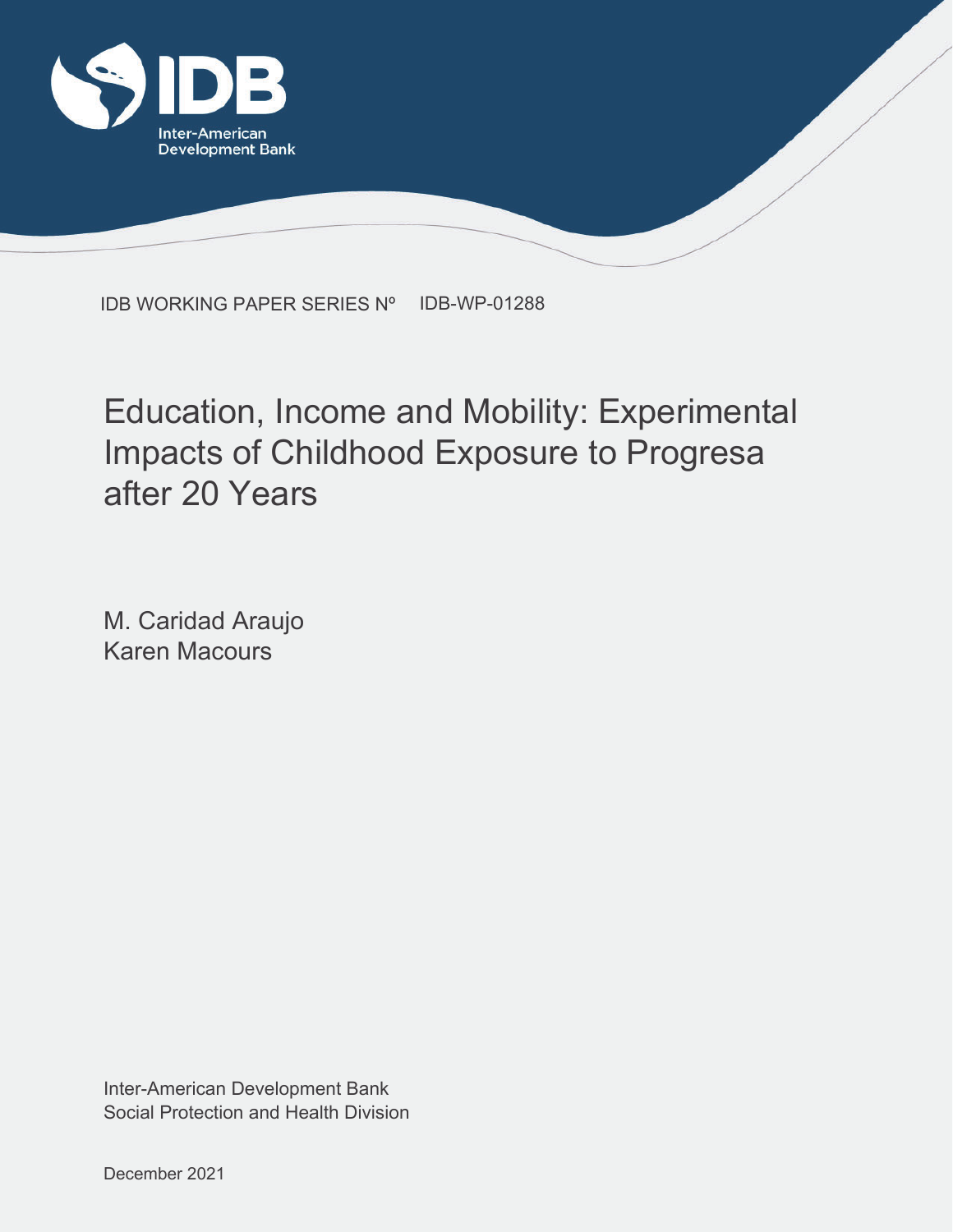IDB
Inter-American Development Bank

IDB WORKING PAPER SERIES Nº IDB-WP-01288

# Education, Income and Mobility: Experimental Impacts of Childhood Exposure to Progresa after 20 Years

M. Caridad Araujo
Karen Macours

Inter-American Development Bank
Social Protection and Health Division

December 2021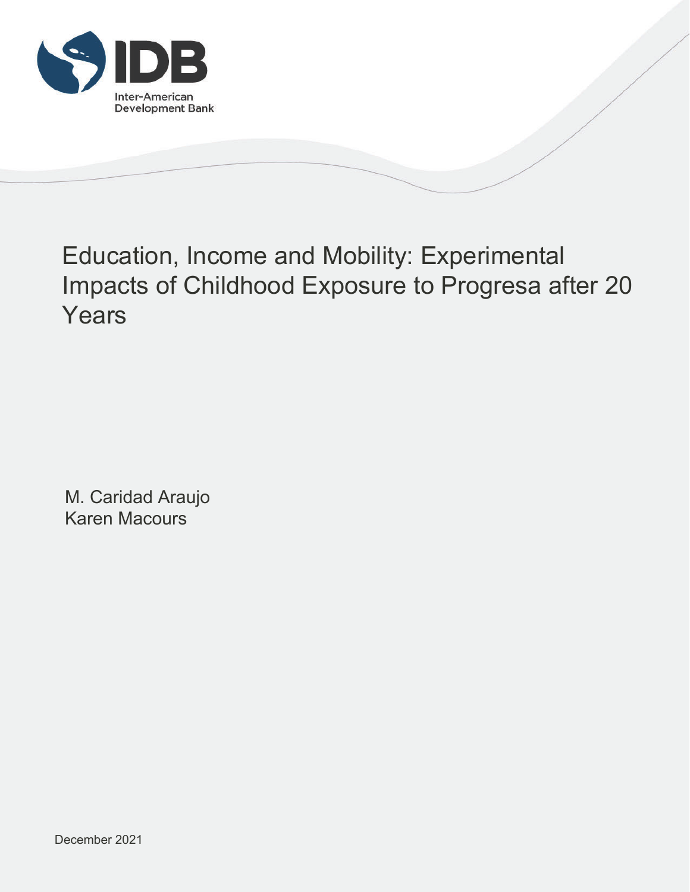Inter-American Development Bank

Development Bank

# Education, Income and Mobility: Experimental Impacts of Childhood Exposure to Progresa after 20 Years

M. Caridad Araujo
Karen Macours

December 2021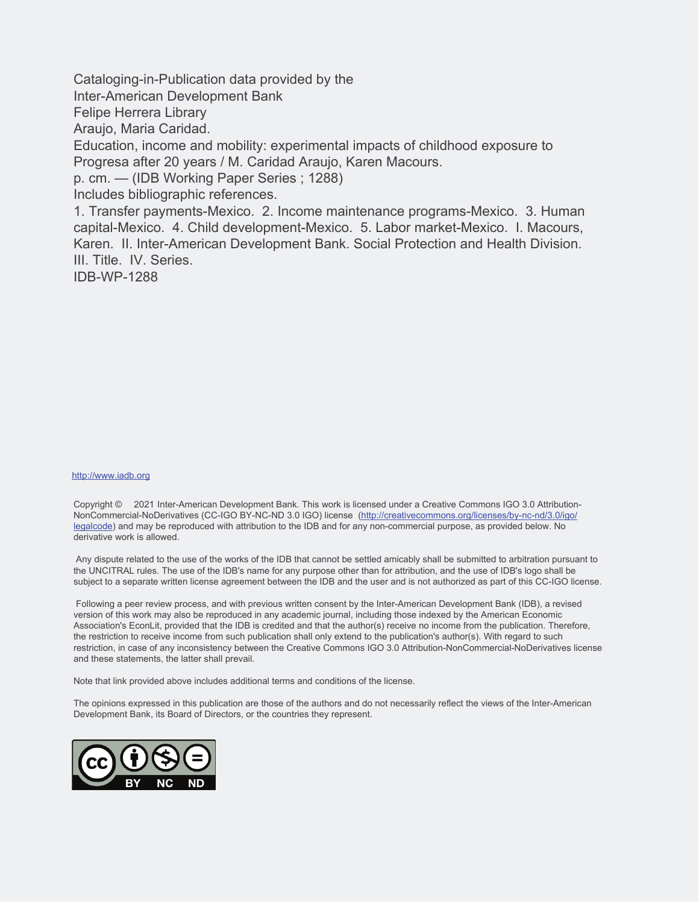Cataloging-in-Publication data provided by the
Inter-American Development Bank
Felipe Herrera Library
Araujo, Maria Caridad.
Education, income and mobility: experimental impacts of childhood exposure to Progresa after 20 years / M. Caridad Araujo, Karen Macours.
p. cm. — (IDB Working Paper Series ; 1288)
Includes bibliographic references.
1. Transfer payments-Mexico. 2. Income maintenance programs-Mexico. 3. Human capital-Mexico. 4. Child development-Mexico. 5. Labor market-Mexico. I. Macours, Karen. II. Inter-American Development Bank. Social Protection and Health Division. III. Title. IV. Series.
IDB-WP-1288

http://www.iadb.org

Copyright © 2021 Inter-American Development Bank. This work is licensed under a Creative Commons IGO 3.0 Attribution-NonCommercial-NoDerivatives (CC-IGO BY-NC-ND 3.0 IGO) license (http://creativecommons.org/licenses/by-nc-nd/3.0/igo/legalcode) and may be reproduced with attribution to the IDB and for any non-commercial purpose, as provided below. No derivative work is allowed.

Any dispute related to the use of the works of the IDB that cannot be settled amicably shall be submitted to arbitration pursuant to the UNCITRAL rules. The use of the IDB's name for any purpose other than for attribution, and the use of IDB's logo shall be subject to a separate written license agreement between the IDB and the user and is not authorized as part of this CC-IGO license.

Following a peer review process, and with previous written consent by the Inter-American Development Bank (IDB), a revised version of this work may also be reproduced in any academic journal, including those indexed by the American Economic Association's EconLit, provided that the IDB is credited and that the author(s) receive no income from the publication. Therefore, the restriction to receive income from such publication shall only extend to the publication's author(s). With regard to such restriction, in case of any inconsistency between the Creative Commons IGO 3.0 Attribution-NonCommercial-NoDerivatives license and these statements, the latter shall prevail.

Note that link provided above includes additional terms and conditions of the license.

The opinions expressed in this publication are those of the authors and do not necessarily reflect the views of the Inter-American Development Bank, its Board of Directors, or the countries they represent.

BY NC ND